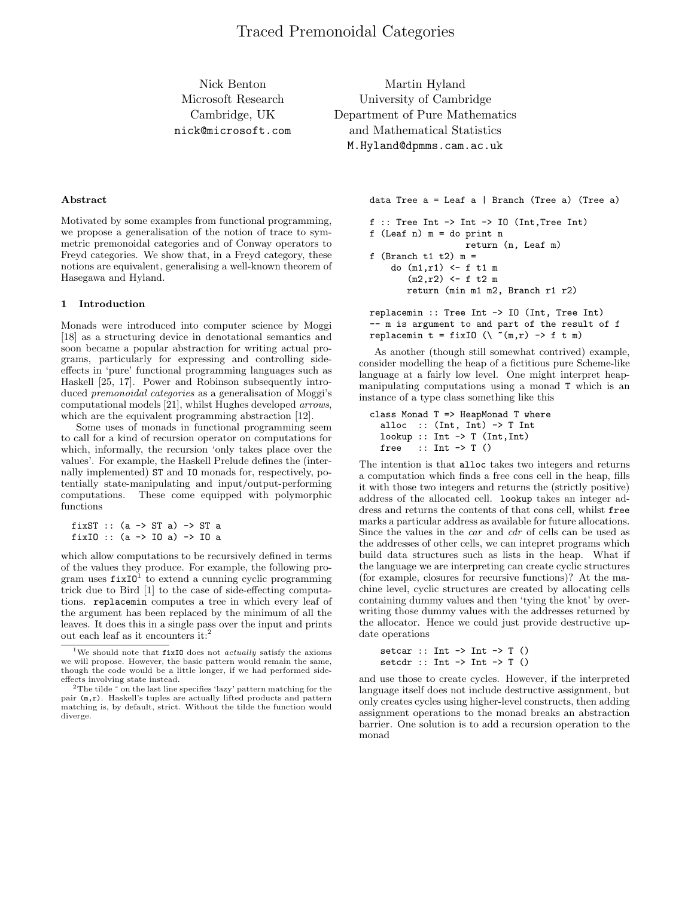# Traced Premonoidal Categories

Nick Benton
Microsoft Research
Cambridge, UK
nick@microsoft.com

Martin Hyland
University of Cambridge
Department of Pure Mathematics
and Mathematical Statistics
M.Hyland@dpmms.cam.ac.uk

### Abstract

Motivated by some examples from functional programming, we propose a generalisation of the notion of trace to symmetric premonoidal categories and of Conway operators to Freyd categories. We show that, in a Freyd category, these notions are equivalent, generalising a well-known theorem of Hasegawa and Hyland.

## 1 Introduction

Monads were introduced into computer science by Moggi [18] as a structuring device in denotational semantics and soon became a popular abstraction for writing actual programs, particularly for expressing and controlling side-effects in 'pure' functional programming languages such as Haskell [25, 17]. Power and Robinson subsequently introduced *premonoidal categories* as a generalisation of Moggi's computational models [21], whilst Hughes developed *arrows*, which are the equivalent programming abstraction [12].

Some uses of monads in functional programming seem to call for a kind of recursion operator on computations for which, informally, the recursion 'only takes place over the values'. For example, the Haskell Prelude defines the (internally implemented) ST and IO monads for, respectively, potentially state-manipulating and input/output-performing computations. These come equipped with polymorphic functions

```
fixST :: (a -> ST a) -> ST a
fixIO :: (a -> IO a) -> IO a
```

which allow computations to be recursively defined in terms of the values they produce. For example, the following program uses fixIO[1] to extend a cunning cyclic programming trick due to Bird [1] to the case of side-effecting computations. replacemin computes a tree in which every leaf of the argument has been replaced by the minimum of all the leaves. It does this in a single pass over the input and prints out each leaf as it encounters it:[2]

```
data Tree a = Leaf a | Branch (Tree a) (Tree a)

f :: Tree Int -> Int -> IO (Int,Tree Int)
f (Leaf n) m = do print n
                  return (n, Leaf m)
f (Branch t1 t2) m =
    do (m1,r1) <- f t1 m
       (m2,r2) <- f t2 m
       return (min m1 m2, Branch r1 r2)

replacemin :: Tree Int -> IO (Int, Tree Int)
-- m is argument to and part of the result of f
replacemin t = fixIO (\ ~(m,r) -> f t m)
```

As another (though still somewhat contrived) example, consider modelling the heap of a fictitious pure Scheme-like language at a fairly low level. One might interpret heap-manipulating computations using a monad T which is an instance of a type class something like this

```
class Monad T => HeapMonad T where
  alloc  :: (Int, Int) -> T Int
  lookup :: Int -> T (Int,Int)
  free   :: Int -> T ()
```

The intention is that alloc takes two integers and returns a computation which finds a free cons cell in the heap, fills it with those two integers and returns the (strictly positive) address of the allocated cell. lookup takes an integer address and returns the contents of that cons cell, whilst free marks a particular address as available for future allocations. Since the values in the *car* and *cdr* of cells can be used as the addresses of other cells, we can intepret programs which build data structures such as lists in the heap. What if the language we are interpreting can create cyclic structures (for example, closures for recursive functions)? At the machine level, cyclic structures are created by allocating cells containing dummy values and then 'tying the knot' by overwriting those dummy values with the addresses returned by the allocator. Hence we could just provide destructive update operations

```
setcar :: Int -> Int -> T ()
setcdr :: Int -> Int -> T ()
```

and use those to create cycles. However, if the interpreted language itself does not include destructive assignment, but only creates cycles using higher-level constructs, then adding assignment operations to the monad breaks an abstraction barrier. One solution is to add a recursion operation to the monad

---

[1] We should note that fixIO does not *actually* satisfy the axioms we will propose. However, the basic pattern would remain the same, though the code would be a little longer, if we had performed side-effects involving state instead.

[2] The tilde ~ on the last line specifies 'lazy' pattern matching for the pair (m,r). Haskell's tuples are actually lifted products and pattern matching is, by default, strict. Without the tilde the function would diverge.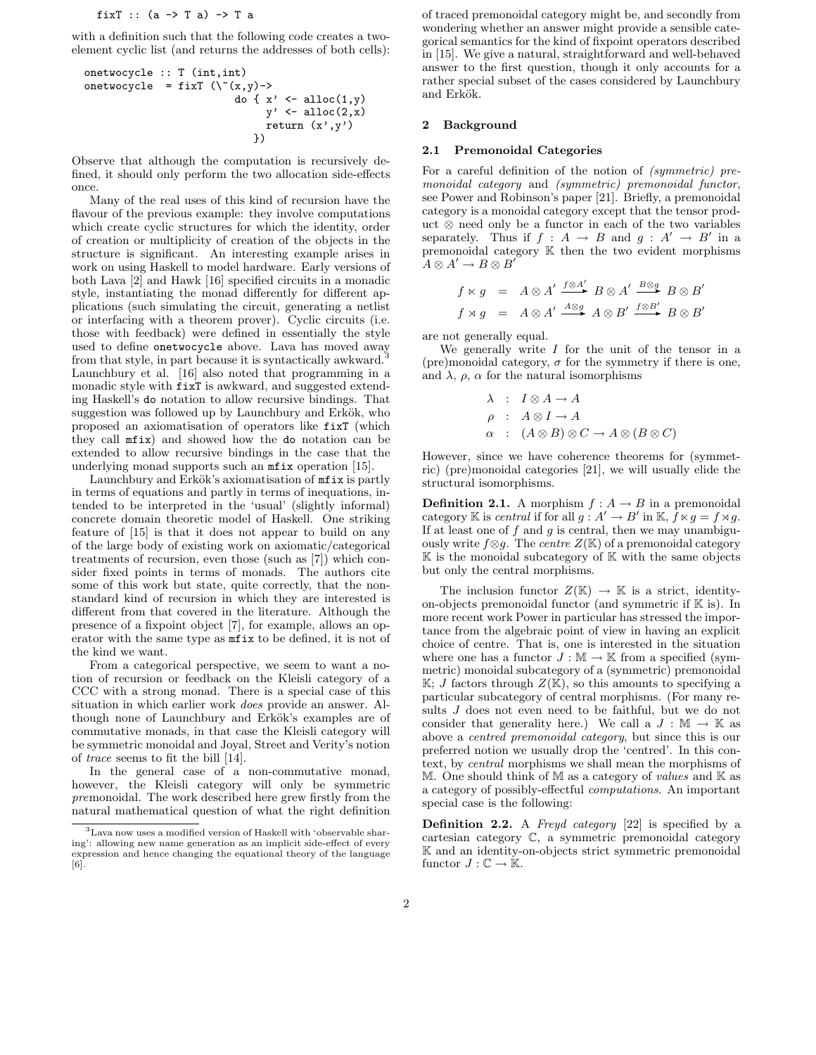```
fixT :: (a -> T a) -> T a
```

with a definition such that the following code creates a two-element cyclic list (and returns the addresses of both cells):

```
onetwocycle :: T (int,int)
onetwocycle  = fixT (\~(x,y)->
                     do { x' <- alloc(1,y)
                          y' <- alloc(2,x)
                          return (x',y')
                        })
```

Observe that although the computation is recursively defined, it should only perform the two allocation side-effects once.

Many of the real uses of this kind of recursion have the flavour of the previous example: they involve computations which create cyclic structures for which the identity, order of creation or multiplicity of creation of the objects in the structure is significant. An interesting example arises in work on using Haskell to model hardware. Early versions of both Lava [2] and Hawk [16] specified circuits in a monadic style, instantiating the monad differently for different applications (such simulating the circuit, generating a netlist or interfacing with a theorem prover). Cyclic circuits (i.e. those with feedback) were defined in essentially the style used to define `onetwocycle` above. Lava has moved away from that style, in part because it is syntactically awkward.[3] Launchbury et al. [16] also noted that programming in a monadic style with `fixT` is awkward, and suggested extending Haskell's `do` notation to allow recursive bindings. That suggestion was followed up by Launchbury and Erkök, who proposed an axiomatisation of operators like `fixT` (which they call `mfix`) and showed how the `do` notation can be extended to allow recursive bindings in the case that the underlying monad supports such an `mfix` operation [15].

Launchbury and Erkök's axiomatisation of `mfix` is partly in terms of equations and partly in terms of inequations, intended to be interpreted in the 'usual' (slightly informal) concrete domain theoretic model of Haskell. One striking feature of [15] is that it does not appear to build on any of the large body of existing work on axiomatic/categorical treatments of recursion, even those (such as [7]) which consider fixed points in terms of monads. The authors cite some of this work but state, quite correctly, that the non-standard kind of recursion in which they are interested is different from that covered in the literature. Although the presence of a fixpoint object [7], for example, allows an operator with the same type as `mfix` to be defined, it is not of the kind we want.

From a categorical perspective, we seem to want a notion of recursion or feedback on the Kleisli category of a CCC with a strong monad. There is a special case of this situation in which earlier work *does* provide an answer. Although none of Launchbury and Erkök's examples are of commutative monads, in that case the Kleisli category will be symmetric monoidal and Joyal, Street and Verity's notion of *trace* seems to fit the bill [14].

In the general case of a non-commutative monad, however, the Kleisli category will only be symmetric *pre*monoidal. The work described here grew firstly from the natural mathematical question of what the right definition of traced premonoidal category might be, and secondly from wondering whether an answer might provide a sensible categorical semantics for the kind of fixpoint operators described in [15]. We give a natural, straightforward and well-behaved answer to the first question, though it only accounts for a rather special subset of the cases considered by Launchbury and Erkök.

[3] Lava now uses a modified version of Haskell with 'observable sharing': allowing new name generation as an implicit side-effect of every expression and hence changing the equational theory of the language [6].

## 2 Background

### 2.1 Premonoidal Categories

For a careful definition of the notion of *(symmetric) premonoidal category* and *(symmetric) premonoidal functor*, see Power and Robinson's paper [21]. Briefly, a premonoidal category is a monoidal category except that the tensor product $\otimes$ need only be a functor in each of the two variables separately. Thus if $f : A \to B$ and $g : A' \to B'$ in a premonoidal category $\mathbb{K}$ then the two evident morphisms $A \otimes A' \to B \otimes B'$

$$
\begin{aligned}
f \ltimes g &= A \otimes A' \xrightarrow{f \otimes A'} B \otimes A' \xrightarrow{B \otimes g} B \otimes B' \\
f \rtimes g &= A \otimes A' \xrightarrow{A \otimes g} A \otimes B' \xrightarrow{f \otimes B'} B \otimes B'
\end{aligned}
$$

are not generally equal.

We generally write $I$ for the unit of the tensor in a (pre)monoidal category, $\sigma$ for the symmetry if there is one, and $\lambda$, $\rho$, $\alpha$ for the natural isomorphisms

$$
\begin{aligned}
\lambda &: I \otimes A \to A \\
\rho &: A \otimes I \to A \\
\alpha &: (A \otimes B) \otimes C \to A \otimes (B \otimes C)
\end{aligned}
$$

However, since we have coherence theorems for (symmetric) (pre)monoidal categories [21], we will usually elide the structural isomorphisms.

**Definition 2.1.** A morphism $f : A \to B$ in a premonoidal category $\mathbb{K}$ is *central* if for all $g : A' \to B'$ in $\mathbb{K}$, $f \ltimes g = f \rtimes g$. If at least one of $f$ and $g$ is central, then we may unambiguously write $f \otimes g$. The *centre* $Z(\mathbb{K})$ of a premonoidal category $\mathbb{K}$ is the monoidal subcategory of $\mathbb{K}$ with the same objects but only the central morphisms.

The inclusion functor $Z(\mathbb{K}) \to \mathbb{K}$ is a strict, identity-on-objects premonoidal functor (and symmetric if $\mathbb{K}$ is). In more recent work Power in particular has stressed the importance from the algebraic point of view in having an explicit choice of centre. That is, one is interested in the situation where one has a functor $J : \mathbb{M} \to \mathbb{K}$ from a specified (symmetric) monoidal subcategory of a (symmetric) premonoidal $\mathbb{K}$; $J$ factors through $Z(\mathbb{K})$, so this amounts to specifying a particular subcategory of central morphisms. (For many results $J$ does not even need to be faithful, but we do not consider that generality here.) We call a $J : \mathbb{M} \to \mathbb{K}$ as above a *centred premonoidal category*, but since this is our preferred notion we usually drop the 'centred'. In this context, by *central* morphisms we shall mean the morphisms of $\mathbb{M}$. One should think of $\mathbb{M}$ as a category of *values* and $\mathbb{K}$ as a category of possibly-effectful *computations*. An important special case is the following:

**Definition 2.2.** A *Freyd category* [22] is specified by a cartesian category $\mathbb{C}$, a symmetric premonoidal category $\mathbb{K}$ and an identity-on-objects strict symmetric premonoidal functor $J : \mathbb{C} \to \mathbb{K}$.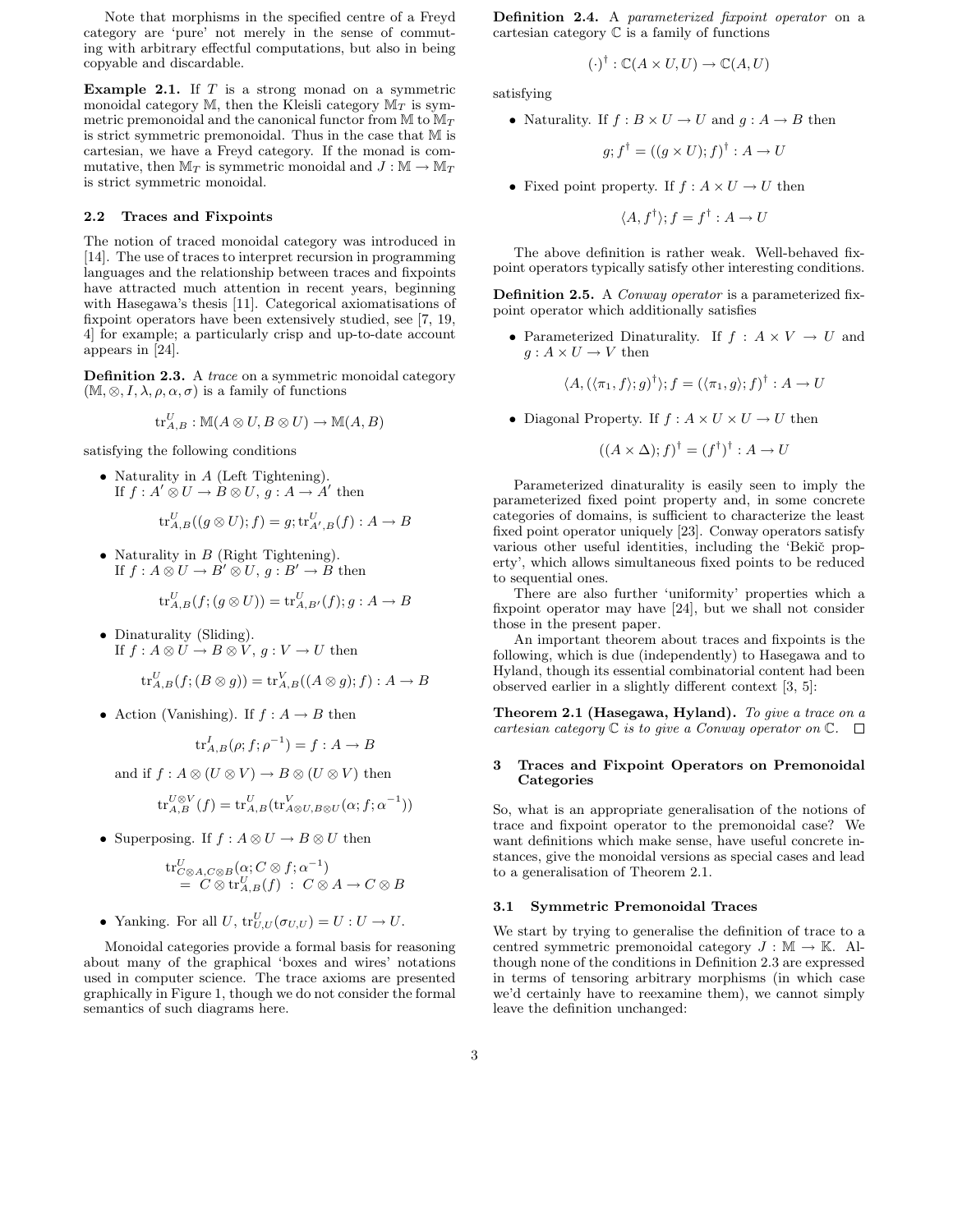Note that morphisms in the specified centre of a Freyd category are 'pure' not merely in the sense of commuting with arbitrary effectful computations, but also in being copyable and discardable.

**Example 2.1.** If $T$ is a strong monad on a symmetric monoidal category $\mathbb{M}$, then the Kleisli category $\mathbb{M}_T$ is symmetric premonoidal and the canonical functor from $\mathbb{M}$ to $\mathbb{M}_T$ is strict symmetric premonoidal. Thus in the case that $\mathbb{M}$ is cartesian, we have a Freyd category. If the monad is commutative, then $\mathbb{M}_T$ is symmetric monoidal and $J : \mathbb{M} \to \mathbb{M}_T$ is strict symmetric monoidal.

### 2.2 Traces and Fixpoints

The notion of traced monoidal category was introduced in [14]. The use of traces to interpret recursion in programming languages and the relationship between traces and fixpoints have attracted much attention in recent years, beginning with Hasegawa's thesis [11]. Categorical axiomatisations of fixpoint operators have been extensively studied, see [7, 19, 4] for example; a particularly crisp and up-to-date account appears in [24].

**Definition 2.3.** A *trace* on a symmetric monoidal category $(\mathbb{M}, \otimes, I, \lambda, \rho, \alpha, \sigma)$ is a family of functions

$$\mathrm{tr}^U_{A,B} : \mathbb{M}(A \otimes U, B \otimes U) \to \mathbb{M}(A, B)$$

satisfying the following conditions

- Naturality in $A$ (Left Tightening).
  If $f : A' \otimes U \to B \otimes U$, $g : A \to A'$ then

  $$\mathrm{tr}^U_{A,B}((g \otimes U); f) = g; \mathrm{tr}^U_{A',B}(f) : A \to B$$

- Naturality in $B$ (Right Tightening).
  If $f : A \otimes U \to B' \otimes U$, $g : B' \to B$ then

  $$\mathrm{tr}^U_{A,B}(f; (g \otimes U)) = \mathrm{tr}^U_{A,B'}(f); g : A \to B$$

- Dinaturality (Sliding).
  If $f : A \otimes U \to B \otimes V$, $g : V \to U$ then

  $$\mathrm{tr}^U_{A,B}(f; (B \otimes g)) = \mathrm{tr}^V_{A,B}((A \otimes g); f) : A \to B$$

- Action (Vanishing). If $f : A \to B$ then

  $$\mathrm{tr}^I_{A,B}(\rho; f; \rho^{-1}) = f : A \to B$$

  and if $f : A \otimes (U \otimes V) \to B \otimes (U \otimes V)$ then

  $$\mathrm{tr}^{U \otimes V}_{A,B}(f) = \mathrm{tr}^U_{A,B}(\mathrm{tr}^V_{A \otimes U, B \otimes U}(\alpha; f; \alpha^{-1}))$$

- Superposing. If $f : A \otimes U \to B \otimes U$ then

  $$\begin{aligned}&\mathrm{tr}^U_{C \otimes A, C \otimes B}(\alpha; C \otimes f; \alpha^{-1}) \\ &\quad = C \otimes \mathrm{tr}^U_{A,B}(f) \;:\; C \otimes A \to C \otimes B\end{aligned}$$

- Yanking. For all $U$, $\mathrm{tr}^U_{U,U}(\sigma_{U,U}) = U : U \to U$.

Monoidal categories provide a formal basis for reasoning about many of the graphical 'boxes and wires' notations used in computer science. The trace axioms are presented graphically in Figure 1, though we do not consider the formal semantics of such diagrams here.

**Definition 2.4.** A *parameterized fixpoint operator* on a cartesian category $\mathbb{C}$ is a family of functions

$$(\cdot)^\dagger : \mathbb{C}(A \times U, U) \to \mathbb{C}(A, U)$$

satisfying

- Naturality. If $f : B \times U \to U$ and $g : A \to B$ then

  $$g; f^\dagger = ((g \times U); f)^\dagger : A \to U$$

- Fixed point property. If $f : A \times U \to U$ then

  $$\langle A, f^\dagger \rangle; f = f^\dagger : A \to U$$

The above definition is rather weak. Well-behaved fixpoint operators typically satisfy other interesting conditions.

**Definition 2.5.** A *Conway operator* is a parameterized fixpoint operator which additionally satisfies

- Parameterized Dinaturality. If $f : A \times V \to U$ and $g : A \times U \to V$ then

  $$\langle A, (\langle \pi_1, f \rangle; g)^\dagger \rangle; f = (\langle \pi_1, g \rangle; f)^\dagger : A \to U$$

- Diagonal Property. If $f : A \times U \times U \to U$ then

  $$((A \times \Delta); f)^\dagger = (f^\dagger)^\dagger : A \to U$$

Parameterized dinaturality is easily seen to imply the parameterized fixed point property and, in some concrete categories of domains, is sufficient to characterize the least fixed point operator uniquely [23]. Conway operators satisfy various other useful identities, including the 'Bekič property', which allows simultaneous fixed points to be reduced to sequential ones.

There are also further 'uniformity' properties which a fixpoint operator may have [24], but we shall not consider those in the present paper.

An important theorem about traces and fixpoints is the following, which is due (independently) to Hasegawa and to Hyland, though its essential combinatorial content had been observed earlier in a slightly different context [3, 5]:

**Theorem 2.1 (Hasegawa, Hyland).** *To give a trace on a cartesian category $\mathbb{C}$ is to give a Conway operator on $\mathbb{C}$.* □

## 3 Traces and Fixpoint Operators on Premonoidal Categories

So, what is an appropriate generalisation of the notions of trace and fixpoint operator to the premonoidal case? We want definitions which make sense, have useful concrete instances, give the monoidal versions as special cases and lead to a generalisation of Theorem 2.1.

### 3.1 Symmetric Premonoidal Traces

We start by trying to generalise the definition of trace to a centred symmetric premonoidal category $J : \mathbb{M} \to \mathbb{K}$. Although none of the conditions in Definition 2.3 are expressed in terms of tensoring arbitrary morphisms (in which case we'd certainly have to reexamine them), we cannot simply leave the definition unchanged: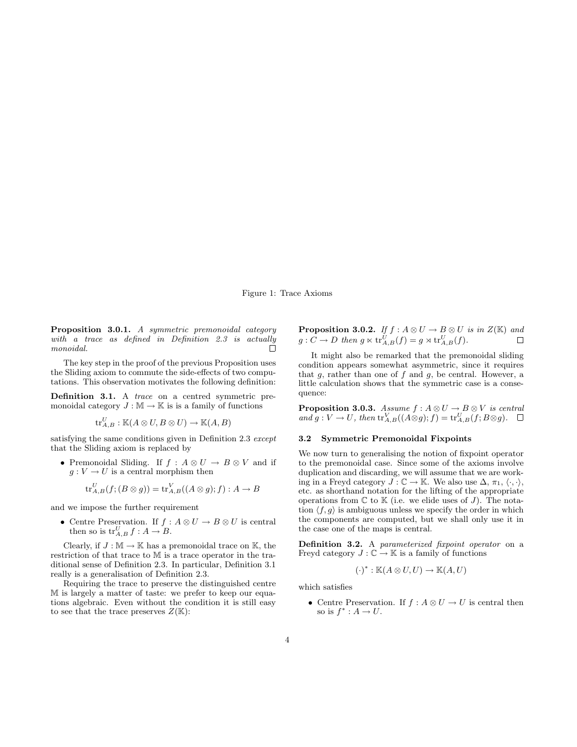Figure 1: Trace Axioms

**Proposition 3.0.1.** *A symmetric premonoidal category with a trace as defined in Definition 2.3 is actually monoidal.* □

The key step in the proof of the previous Proposition uses the Sliding axiom to commute the side-effects of two computations. This observation motivates the following definition:

**Definition 3.1.** A *trace* on a centred symmetric premonoidal category $J : \mathbb{M} \to \mathbb{K}$ is is a family of functions

$$\mathrm{tr}^{U}_{A,B} : \mathbb{K}(A \otimes U, B \otimes U) \to \mathbb{K}(A, B)$$

satisfying the same conditions given in Definition 2.3 *except* that the Sliding axiom is replaced by

- Premonoidal Sliding. If $f : A \otimes U \to B \otimes V$ and if $g : V \to U$ is a central morphism then

$$\mathrm{tr}^{U}_{A,B}(f; (B \otimes g)) = \mathrm{tr}^{V}_{A,B}((A \otimes g); f) : A \to B$$

and we impose the further requirement

- Centre Preservation. If $f : A \otimes U \to B \otimes U$ is central then so is $\mathrm{tr}^{U}_{A,B}\, f : A \to B$.

Clearly, if $J : \mathbb{M} \to \mathbb{K}$ has a premonoidal trace on $\mathbb{K}$, the restriction of that trace to $\mathbb{M}$ is a trace operator in the traditional sense of Definition 2.3. In particular, Definition 3.1 really is a generalisation of Definition 2.3.

Requiring the trace to preserve the distinguished centre $\mathbb{M}$ is largely a matter of taste: we prefer to keep our equations algebraic. Even without the condition it is still easy to see that the trace preserves $Z(\mathbb{K})$:

**Proposition 3.0.2.** *If $f : A \otimes U \to B \otimes U$ is in $Z(\mathbb{K})$ and $g : C \to D$ then $g \ltimes \mathrm{tr}^{U}_{A,B}(f) = g \rtimes \mathrm{tr}^{U}_{A,B}(f)$.* □

It might also be remarked that the premonoidal sliding condition appears somewhat asymmetric, since it requires that $g$, rather than one of $f$ and $g$, be central. However, a little calculation shows that the symmetric case is a consequence:

**Proposition 3.0.3.** *Assume $f : A \otimes U \to B \otimes V$ is central and $g : V \to U$, then $\mathrm{tr}^{V}_{A,B}((A \otimes g); f) = \mathrm{tr}^{U}_{A,B}(f; B \otimes g)$.* □

### 3.2 Symmetric Premonoidal Fixpoints

We now turn to generalising the notion of fixpoint operator to the premonoidal case. Since some of the axioms involve duplication and discarding, we will assume that we are working in a Freyd category $J : \mathbb{C} \to \mathbb{K}$. We also use $\Delta$, $\pi_1$, $\langle \cdot, \cdot \rangle$, etc. as shorthand notation for the lifting of the appropriate operations from $\mathbb{C}$ to $\mathbb{K}$ (i.e. we elide uses of $J$). The notation $\langle f, g \rangle$ is ambiguous unless we specify the order in which the components are computed, but we shall only use it in the case one of the maps is central.

**Definition 3.2.** A *parameterized fixpoint operator* on a Freyd category $J : \mathbb{C} \to \mathbb{K}$ is a family of functions

$$(\cdot)^* : \mathbb{K}(A \otimes U, U) \to \mathbb{K}(A, U)$$

which satisfies

- Centre Preservation. If $f : A \otimes U \to U$ is central then so is $f^* : A \to U$.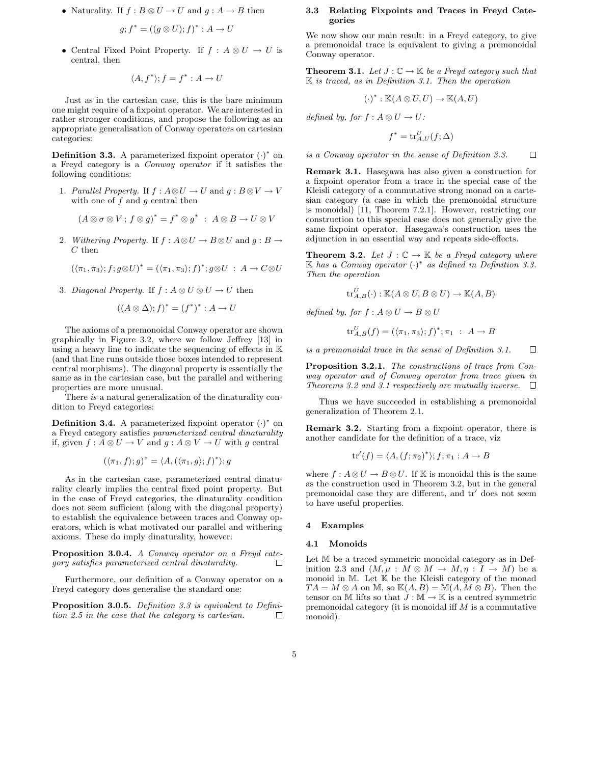- Naturality. If $f : B \otimes U \to U$ and $g : A \to B$ then

$$g; f^* = ((g \otimes U); f)^* : A \to U$$

- Central Fixed Point Property. If $f : A \otimes U \to U$ is central, then

$$\langle A, f^* \rangle; f = f^* : A \to U$$

Just as in the cartesian case, this is the bare minimum one might require of a fixpoint operator. We are interested in rather stronger conditions, and propose the following as an appropriate generalisation of Conway operators on cartesian categories:

**Definition 3.3.** A parameterized fixpoint operator $(\cdot)^*$ on a Freyd category is a *Conway operator* if it satisfies the following conditions:

1. *Parallel Property.* If $f : A \otimes U \to U$ and $g : B \otimes V \to V$ with one of $f$ and $g$ central then

$$(A \otimes \sigma \otimes V \,;\, f \otimes g)^* = f^* \otimes g^* \;:\; A \otimes B \to U \otimes V$$

2. *Withering Property.* If $f : A \otimes U \to B \otimes U$ and $g : B \to C$ then

$$(\langle \pi_1, \pi_3 \rangle; f; g \otimes U)^* = (\langle \pi_1, \pi_3 \rangle; f)^*; g \otimes U \;:\; A \to C \otimes U$$

3. *Diagonal Property.* If $f : A \otimes U \otimes U \to U$ then

$$((A \otimes \Delta); f)^* = (f^*)^* : A \to U$$

The axioms of a premonoidal Conway operator are shown graphically in Figure 3.2, where we follow Jeffrey [13] in using a heavy line to indicate the sequencing of effects in $\mathbb{K}$ (and that line runs outside those boxes intended to represent central morphisms). The diagonal property is essentially the same as in the cartesian case, but the parallel and withering properties are more unusual.

There *is* a natural generalization of the dinaturality condition to Freyd categories:

**Definition 3.4.** A parameterized fixpoint operator $(\cdot)^*$ on a Freyd category satisfies *parameterized central dinaturality* if, given $f : A \otimes U \to V$ and $g : A \otimes V \to U$ with $g$ central

$$(\langle \pi_1, f \rangle; g)^* = \langle A, (\langle \pi_1, g \rangle; f)^* \rangle; g$$

As in the cartesian case, parameterized central dinaturality clearly implies the central fixed point property. But in the case of Freyd categories, the dinaturality condition does not seem sufficient (along with the diagonal property) to establish the equivalence between traces and Conway operators, which is what motivated our parallel and withering axioms. These do imply dinaturality, however:

**Proposition 3.0.4.** *A Conway operator on a Freyd category satisfies parameterized central dinaturality.* □

Furthermore, our definition of a Conway operator on a Freyd category does generalise the standard one:

**Proposition 3.0.5.** *Definition 3.3 is equivalent to Definition 2.5 in the case that the category is cartesian.* □

### 3.3 Relating Fixpoints and Traces in Freyd Categories

We now show our main result: in a Freyd category, to give a premonoidal trace is equivalent to giving a premonoidal Conway operator.

**Theorem 3.1.** *Let $J : \mathbb{C} \to \mathbb{K}$ be a Freyd category such that $\mathbb{K}$ is traced, as in Definition 3.1. Then the operation*

$$(\cdot)^* : \mathbb{K}(A \otimes U, U) \to \mathbb{K}(A, U)$$

*defined by, for $f : A \otimes U \to U$:*

$$f^* = \mathrm{tr}^U_{A,U}(f; \Delta)$$

*is a Conway operator in the sense of Definition 3.3.* □

**Remark 3.1.** Hasegawa has also given a construction for a fixpoint operator from a trace in the special case of the Kleisli category of a commutative strong monad on a cartesian category (a case in which the premonoidal structure is monoidal) [11, Theorem 7.2.1]. However, restricting our construction to this special case does not generally give the same fixpoint operator. Hasegawa's construction uses the adjunction in an essential way and repeats side-effects.

**Theorem 3.2.** *Let $J : \mathbb{C} \to \mathbb{K}$ be a Freyd category where $\mathbb{K}$ has a Conway operator $(\cdot)^*$ as defined in Definition 3.3. Then the operation*

$$\mathrm{tr}^U_{A,B}(\cdot) : \mathbb{K}(A \otimes U, B \otimes U) \to \mathbb{K}(A, B)$$

*defined by, for $f : A \otimes U \to B \otimes U$*

$$\mathrm{tr}^U_{A,B}(f) = (\langle \pi_1, \pi_3 \rangle; f)^*; \pi_1 \;:\; A \to B$$

*is a premonoidal trace in the sense of Definition 3.1.* □

**Proposition 3.2.1.** *The constructions of trace from Conway operator and of Conway operator from trace given in Theorems 3.2 and 3.1 respectively are mutually inverse.* □

Thus we have succeeded in establishing a premonoidal generalization of Theorem 2.1.

**Remark 3.2.** Starting from a fixpoint operator, there is another candidate for the definition of a trace, viz

$$\mathrm{tr}'(f) = \langle A, (f; \pi_2)^* \rangle; f; \pi_1 : A \to B$$

where $f : A \otimes U \to B \otimes U$. If $\mathbb{K}$ is monoidal this is the same as the construction used in Theorem 3.2, but in the general premonoidal case they are different, and $\mathrm{tr}'$ does not seem to have useful properties.

## 4 Examples

### 4.1 Monoids

Let $\mathbb{M}$ be a traced symmetric monoidal category as in Definition 2.3 and $(M, \mu : M \otimes M \to M, \eta : I \to M)$ be a monoid in $\mathbb{M}$. Let $\mathbb{K}$ be the Kleisli category of the monad $TA = M \otimes A$ on $\mathbb{M}$, so $\mathbb{K}(A, B) = \mathbb{M}(A, M \otimes B)$. Then the tensor on $\mathbb{M}$ lifts so that $J : \mathbb{M} \to \mathbb{K}$ is a centred symmetric premonoidal category (it is monoidal iff $M$ is a commutative monoid).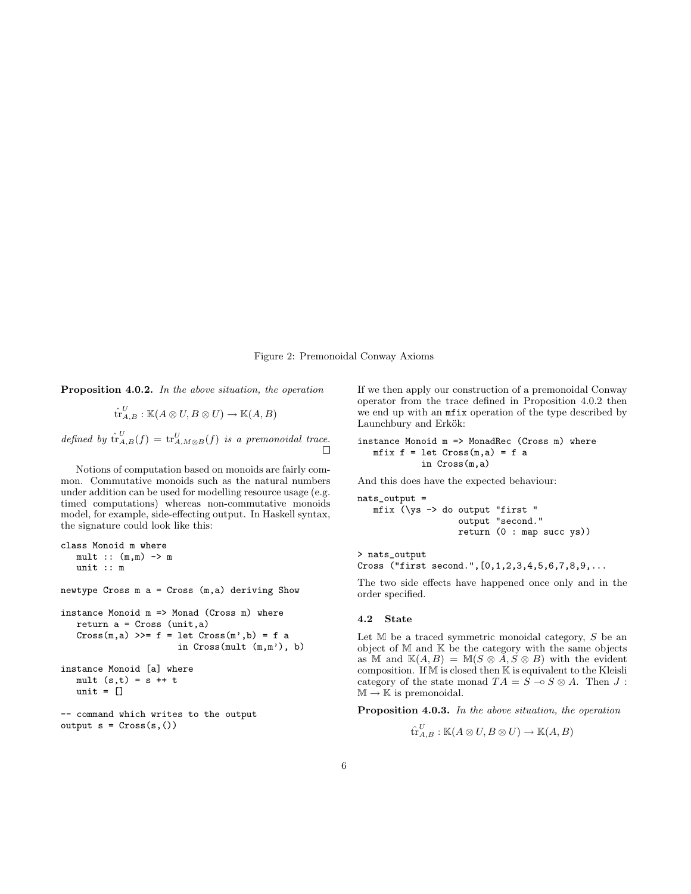Figure 2: Premonoidal Conway Axioms

**Proposition 4.0.2.** *In the above situation, the operation*

$$\hat{\mathrm{tr}}^{U}_{A,B} : \mathbb{K}(A \otimes U, B \otimes U) \to \mathbb{K}(A, B)$$

*defined by* $\hat{\mathrm{tr}}^{U}_{A,B}(f) = \mathrm{tr}^{U}_{A,M\otimes B}(f)$ *is a premonoidal trace.* □

Notions of computation based on monoids are fairly common. Commutative monoids such as the natural numbers under addition can be used for modelling resource usage (e.g. timed computations) whereas non-commutative monoids model, for example, side-effecting output. In Haskell syntax, the signature could look like this:

```
class Monoid m where
   mult :: (m,m) -> m
   unit :: m

newtype Cross m a = Cross (m,a) deriving Show

instance Monoid m => Monad (Cross m) where
   return a = Cross (unit,a)
   Cross(m,a) >>= f = let Cross(m',b) = f a
                      in Cross(mult (m,m'), b)

instance Monoid [a] where
   mult (s,t) = s ++ t
   unit = []

-- command which writes to the output
output s = Cross(s,())
```

If we then apply our construction of a premonoidal Conway operator from the trace defined in Proposition 4.0.2 then we end up with an `mfix` operation of the type described by Launchbury and Erkök:

```
instance Monoid m => MonadRec (Cross m) where
   mfix f = let Cross(m,a) = f a
            in Cross(m,a)
```

And this does have the expected behaviour:

```
nats_output =
   mfix (\ys -> do output "first "
                   output "second."
                   return (0 : map succ ys))

> nats_output
Cross ("first second.",[0,1,2,3,4,5,6,7,8,9,...
```

The two side effects have happened once only and in the order specified.

### 4.2 State

Let $\mathbb{M}$ be a traced symmetric monoidal category, $S$ be an object of $\mathbb{M}$ and $\mathbb{K}$ be the category with the same objects as $\mathbb{M}$ and $\mathbb{K}(A, B) = \mathbb{M}(S \otimes A, S \otimes B)$ with the evident composition. If $\mathbb{M}$ is closed then $\mathbb{K}$ is equivalent to the Kleisli category of the state monad $TA = S \multimap S \otimes A$. Then $J : \mathbb{M} \to \mathbb{K}$ is premonoidal.

**Proposition 4.0.3.** *In the above situation, the operation*

$$\hat{\mathrm{tr}}^{U}_{A,B} : \mathbb{K}(A \otimes U, B \otimes U) \to \mathbb{K}(A, B)$$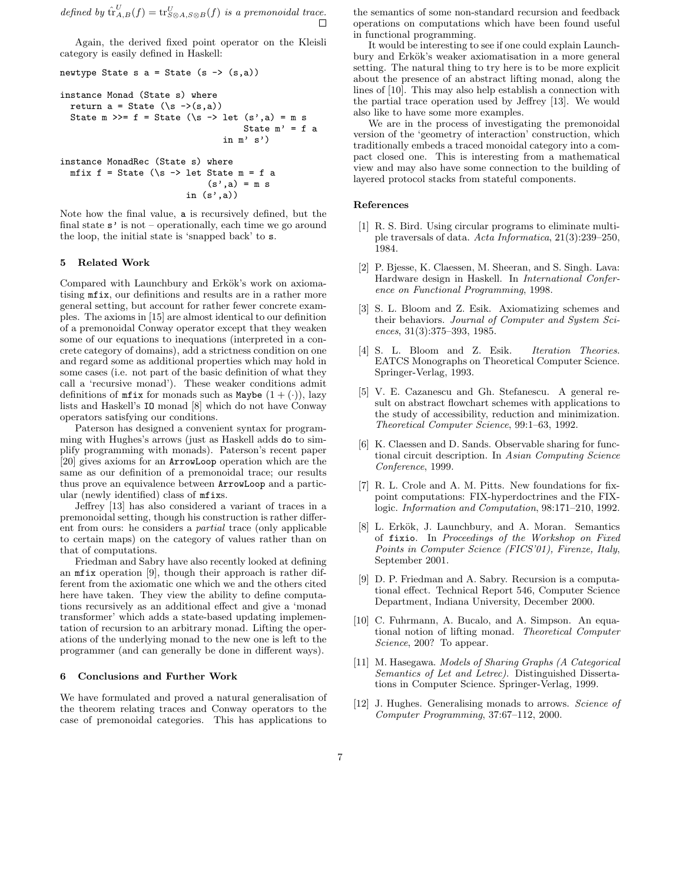*defined by* $\hat{\mathrm{tr}}^U_{A,B}(f) = \mathrm{tr}^U_{S\otimes A, S\otimes B}(f)$ *is a premonoidal trace.* □

Again, the derived fixed point operator on the Kleisli category is easily defined in Haskell:

```
newtype State s a = State (s -> (s,a))

instance Monad (State s) where
  return a = State (\s ->(s,a))
  State m >>= f = State (\s -> let (s',a) = m s
                                   State m' = f a
                               in m' s')

instance MonadRec (State s) where
  mfix f = State (\s -> let State m = f a
                            (s',a) = m s
                        in (s',a))
```

Note how the final value, `a` is recursively defined, but the final state `s'` is not – operationally, each time we go around the loop, the initial state is 'snapped back' to `s`.

## 5 Related Work

Compared with Launchbury and Erkök's work on axiomatising `mfix`, our definitions and results are in a rather more general setting, but account for rather fewer concrete examples. The axioms in [15] are almost identical to our definition of a premonoidal Conway operator except that they weaken some of our equations to inequations (interpreted in a concrete category of domains), add a strictness condition on one and regard some as additional properties which may hold in some cases (i.e. not part of the basic definition of what they call a 'recursive monad'). These weaker conditions admit definitions of `mfix` for monads such as `Maybe` $(1 + (\cdot))$, lazy lists and Haskell's `IO` monad [8] which do not have Conway operators satisfying our conditions.

Paterson has designed a convenient syntax for programming with Hughes's arrows (just as Haskell adds `do` to simplify programming with monads). Paterson's recent paper [20] gives axioms for an `ArrowLoop` operation which are the same as our definition of a premonoidal trace; our results thus prove an equivalence between `ArrowLoop` and a particular (newly identified) class of `mfix`s.

Jeffrey [13] has also considered a variant of traces in a premonoidal setting, though his construction is rather different from ours: he considers a *partial* trace (only applicable to certain maps) on the category of values rather than on that of computations.

Friedman and Sabry have also recently looked at defining an `mfix` operation [9], though their approach is rather different from the axiomatic one which we and the others cited here have taken. They view the ability to define computations recursively as an additional effect and give a 'monad transformer' which adds a state-based updating implementation of recursion to an arbitrary monad. Lifting the operations of the underlying monad to the new one is left to the programmer (and can generally be done in different ways).

## 6 Conclusions and Further Work

We have formulated and proved a natural generalisation of the theorem relating traces and Conway operators to the case of premonoidal categories. This has applications to the semantics of some non-standard recursion and feedback operations on computations which have been found useful in functional programming.

It would be interesting to see if one could explain Launchbury and Erkök's weaker axiomatisation in a more general setting. The natural thing to try here is to be more explicit about the presence of an abstract lifting monad, along the lines of [10]. This may also help establish a connection with the partial trace operation used by Jeffrey [13]. We would also like to have some more examples.

We are in the process of investigating the premonoidal version of the 'geometry of interaction' construction, which traditionally embeds a traced monoidal category into a compact closed one. This is interesting from a mathematical view and may also have some connection to the building of layered protocol stacks from stateful components.

## References

[1] R. S. Bird. Using circular programs to eliminate multiple traversals of data. *Acta Informatica*, 21(3):239–250, 1984.

[2] P. Bjesse, K. Claessen, M. Sheeran, and S. Singh. Lava: Hardware design in Haskell. In *International Conference on Functional Programming*, 1998.

[3] S. L. Bloom and Z. Esik. Axiomatizing schemes and their behaviors. *Journal of Computer and System Sciences*, 31(3):375–393, 1985.

[4] S. L. Bloom and Z. Esik. *Iteration Theories.* EATCS Monographs on Theoretical Computer Science. Springer-Verlag, 1993.

[5] V. E. Cazanescu and Gh. Stefanescu. A general result on abstract flowchart schemes with applications to the study of accessibility, reduction and minimization. *Theoretical Computer Science*, 99:1–63, 1992.

[6] K. Claessen and D. Sands. Observable sharing for functional circuit description. In *Asian Computing Science Conference*, 1999.

[7] R. L. Crole and A. M. Pitts. New foundations for fixpoint computations: FIX-hyperdoctrines and the FIX-logic. *Information and Computation*, 98:171–210, 1992.

[8] L. Erkök, J. Launchbury, and A. Moran. Semantics of `fixio`. In *Proceedings of the Workshop on Fixed Points in Computer Science (FICS'01), Firenze, Italy*, September 2001.

[9] D. P. Friedman and A. Sabry. Recursion is a computational effect. Technical Report 546, Computer Science Department, Indiana University, December 2000.

[10] C. Fuhrmann, A. Bucalo, and A. Simpson. An equational notion of lifting monad. *Theoretical Computer Science*, 200? To appear.

[11] M. Hasegawa. *Models of Sharing Graphs (A Categorical Semantics of Let and Letrec)*. Distinguished Dissertations in Computer Science. Springer-Verlag, 1999.

[12] J. Hughes. Generalising monads to arrows. *Science of Computer Programming*, 37:67–112, 2000.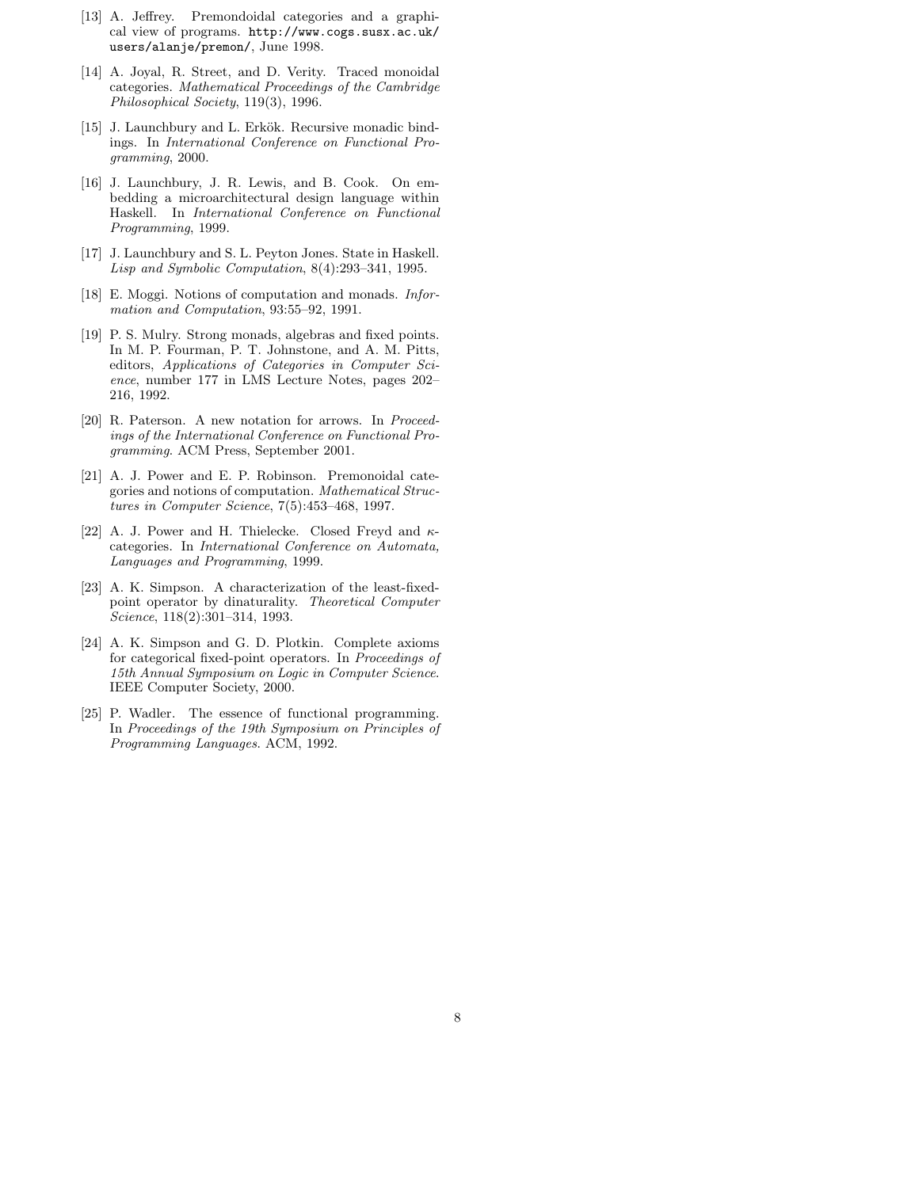[13] A. Jeffrey. Premondoidal categories and a graphical view of programs. `http://www.cogs.susx.ac.uk/users/alanje/premon/`, June 1998.

[14] A. Joyal, R. Street, and D. Verity. Traced monoidal categories. *Mathematical Proceedings of the Cambridge Philosophical Society*, 119(3), 1996.

[15] J. Launchbury and L. Erkök. Recursive monadic bindings. In *International Conference on Functional Programming*, 2000.

[16] J. Launchbury, J. R. Lewis, and B. Cook. On embedding a microarchitectural design language within Haskell. In *International Conference on Functional Programming*, 1999.

[17] J. Launchbury and S. L. Peyton Jones. State in Haskell. *Lisp and Symbolic Computation*, 8(4):293–341, 1995.

[18] E. Moggi. Notions of computation and monads. *Information and Computation*, 93:55–92, 1991.

[19] P. S. Mulry. Strong monads, algebras and fixed points. In M. P. Fourman, P. T. Johnstone, and A. M. Pitts, editors, *Applications of Categories in Computer Science*, number 177 in LMS Lecture Notes, pages 202–216, 1992.

[20] R. Paterson. A new notation for arrows. In *Proceedings of the International Conference on Functional Programming*. ACM Press, September 2001.

[21] A. J. Power and E. P. Robinson. Premonoidal categories and notions of computation. *Mathematical Structures in Computer Science*, 7(5):453–468, 1997.

[22] A. J. Power and H. Thielecke. Closed Freyd and $\kappa$-categories. In *International Conference on Automata, Languages and Programming*, 1999.

[23] A. K. Simpson. A characterization of the least-fixed-point operator by dinaturality. *Theoretical Computer Science*, 118(2):301–314, 1993.

[24] A. K. Simpson and G. D. Plotkin. Complete axioms for categorical fixed-point operators. In *Proceedings of 15th Annual Symposium on Logic in Computer Science*. IEEE Computer Society, 2000.

[25] P. Wadler. The essence of functional programming. In *Proceedings of the 19th Symposium on Principles of Programming Languages*. ACM, 1992.